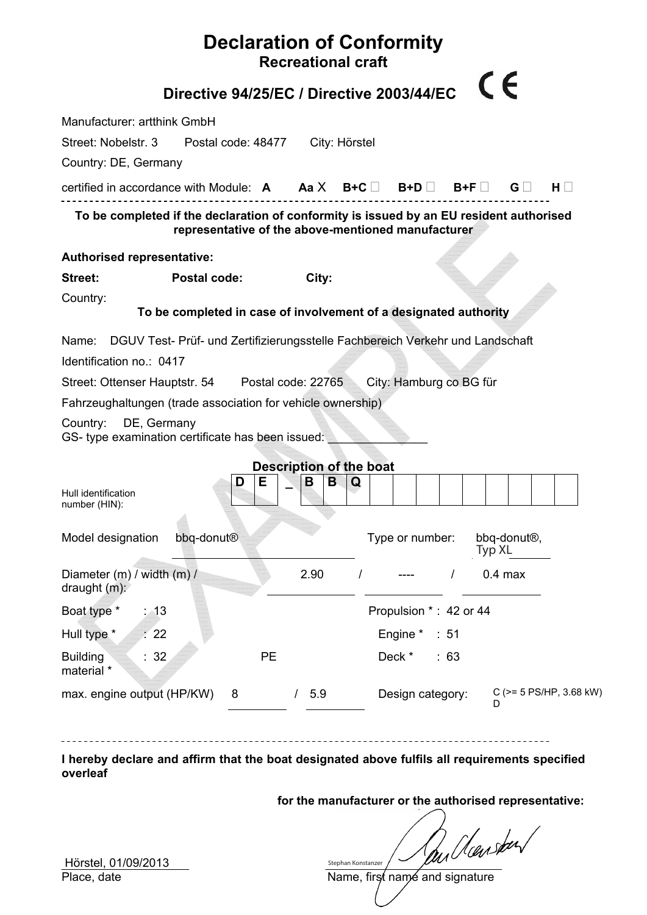# Declaration of Conformity

## Recreational craft

## Directive 94/25/EC / Directive 2003/44/EC

CE

Manufacturer: artthink GmbH

Street: Nobelstr. 3    Postal code: 48477    City: Hörstel

Country: DE, Germany

certified in accordance with Module: **A** **Aa** X **B+C** ☐ **B+D** ☐ **B+F** ☐ **G** ☐ **H** ☐

---

**To be completed if the declaration of conformity is issued by an EU resident authorised representative of the above-mentioned manufacturer**

**Authorised representative:**

**Street:**    **Postal code:**    **City:**

Country:

**To be completed in case of involvement of a designated authority**

Name: DGUV Test- Prüf- und Zertifizierungsstelle Fachbereich Verkehr und Landschaft

Identification no.: 0417

Street: Ottenser Hauptstr. 54    Postal code: 22765    City: Hamburg co BG für Fahrzeughaltungen (trade association for vehicle ownership)

Country: DE, Germany

GS- type examination certificate has been issued: _______________

### Description of the boat

Hull identification number (HIN):

| D | E | _ | B | B | Q | | | | | | | | | | |
|---|---|---|---|---|---|---|---|---|---|---|---|---|---|---|---|

| | | | |
|---|---|---|---|
| Model designation | bbq-donut® | Type or number: | bbq-donut®, Typ XL |
| Diameter (m) / width (m) / draught (m): | 2.90 / ---- / 0.4 max | | |
| Boat type * | : 13 | Propulsion * | : 42 or 44 |
| Hull type * | : 22 | Engine * | : 51 |
| Building material * | : 32 PE | Deck * | : 63 |
| max. engine output (HP/KW) | 8 / 5.9 | Design category: | C (>= 5 PS/HP, 3.68 kW) D |

---

**I hereby declare and affirm that the boat designated above fulfils all requirements specified overleaf**

**for the manufacturer or the authorised representative:**

Hörstel, 01/09/2013
Place, date

Stephan Konstanzer
Name, first name and signature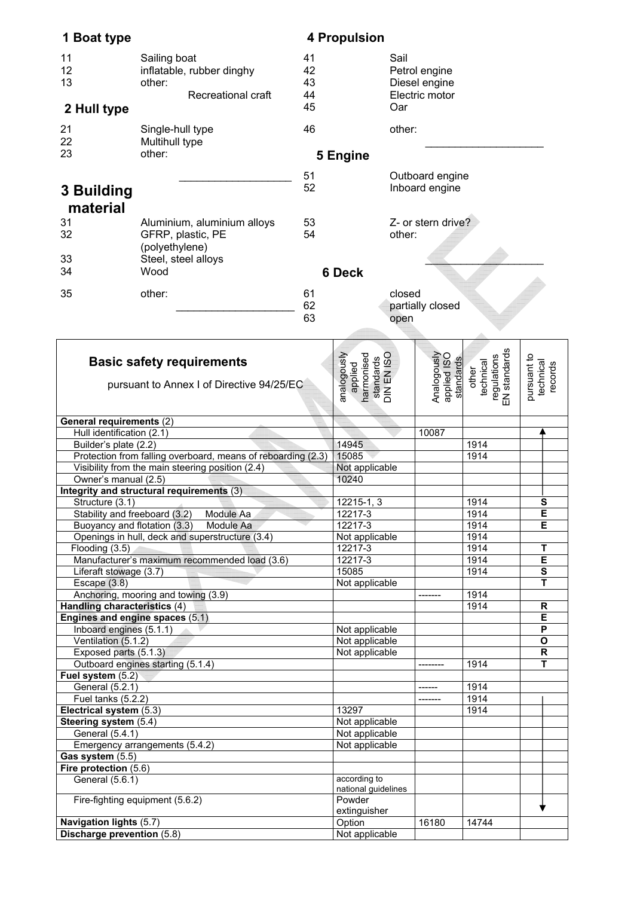## 1 Boat type

| | |
|---|---|
| 11 | Sailing boat |
| 12 | inflatable, rubber dinghy |
| 13 | other: Recreational craft |

## 2 Hull type

| | |
|---|---|
| 21 | Single-hull type |
| 22 | Multihull type |
| 23 | other: ___________________ |

## 3 Building material

| | |
|---|---|
| 31 | Aluminium, aluminium alloys |
| 32 | GFRP, plastic, PE (polyethylene) |
| 33 | Steel, steel alloys |
| 34 | Wood |
| 35 | other: ___________________ |

## 4 Propulsion

| | |
|---|---|
| 41 | Sail |
| 42 | Petrol engine |
| 43 | Diesel engine |
| 44 | Electric motor |
| 45 | Oar |
| 46 | other: ___________________ |

## 5 Engine

| | |
|---|---|
| 51 | Outboard engine |
| 52 | Inboard engine |
| 53 | Z- or stern drive? |
| 54 | other: ___________________ |

## 6 Deck

| | |
|---|---|
| 61 | closed |
| 62 | partially closed |
| 63 | open |

| **Basic safety requirements** pursuant to Annex I of Directive 94/25/EC | analogously applied harmonised standards DIN EN ISO | Analogously applied ISO standards | other technical regulations EN standards | pursuant to technical records |
|---|---|---|---|---|
| **General requirements** (2) | | | | |
| Hull identification (2.1) | | 10087 | | ↑ |
| Builder's plate (2.2) | 14945 | | 1914 | |
| Protection from falling overboard, means of reboarding (2.3) | 15085 | | 1914 | |
| Visibility from the main steering position (2.4) | Not applicable | | | |
| Owner's manual (2.5) | 10240 | | | |
| **Integrity and structural requirements** (3) | | | | |
| Structure (3.1) | 12215-1, 3 | | 1914 | S |
| Stability and freeboard (3.2) Module Aa | 12217-3 | | 1914 | E |
| Buoyancy and flotation (3.3) Module Aa | 12217-3 | | 1914 | E |
| Openings in hull, deck and superstructure (3.4) | Not applicable | | 1914 | |
| Flooding (3.5) | 12217-3 | | 1914 | T |
| Manufacturer's maximum recommended load (3.6) | 12217-3 | | 1914 | E |
| Liferaft stowage (3.7) | 15085 | | 1914 | S |
| Escape (3.8) | Not applicable | | | T |
| Anchoring, mooring and towing (3.9) | | ------- | 1914 | |
| **Handling characteristics** (4) | | | 1914 | R |
| **Engines and engine spaces** (5.1) | | | | E |
| Inboard engines (5.1.1) | Not applicable | | | P |
| Ventilation (5.1.2) | Not applicable | | | O |
| Exposed parts (5.1.3) | Not applicable | | | R |
| Outboard engines starting (5.1.4) | | -------- | 1914 | T |
| **Fuel system** (5.2) | | | | |
| General (5.2.1) | | ------ | 1914 | |
| Fuel tanks (5.2.2) | | ------- | 1914 | |
| **Electrical system** (5.3) | 13297 | | 1914 | |
| **Steering system** (5.4) | Not applicable | | | |
| General (5.4.1) | Not applicable | | | |
| Emergency arrangements (5.4.2) | Not applicable | | | |
| **Gas system** (5.5) | | | | |
| **Fire protection** (5.6) | | | | |
| General (5.6.1) | according to national guidelines | | | |
| Fire-fighting equipment (5.6.2) | Powder extinguisher | | | ↓ |
| **Navigation lights** (5.7) | Option | 16180 | 14744 | |
| **Discharge prevention** (5.8) | Not applicable | | | |